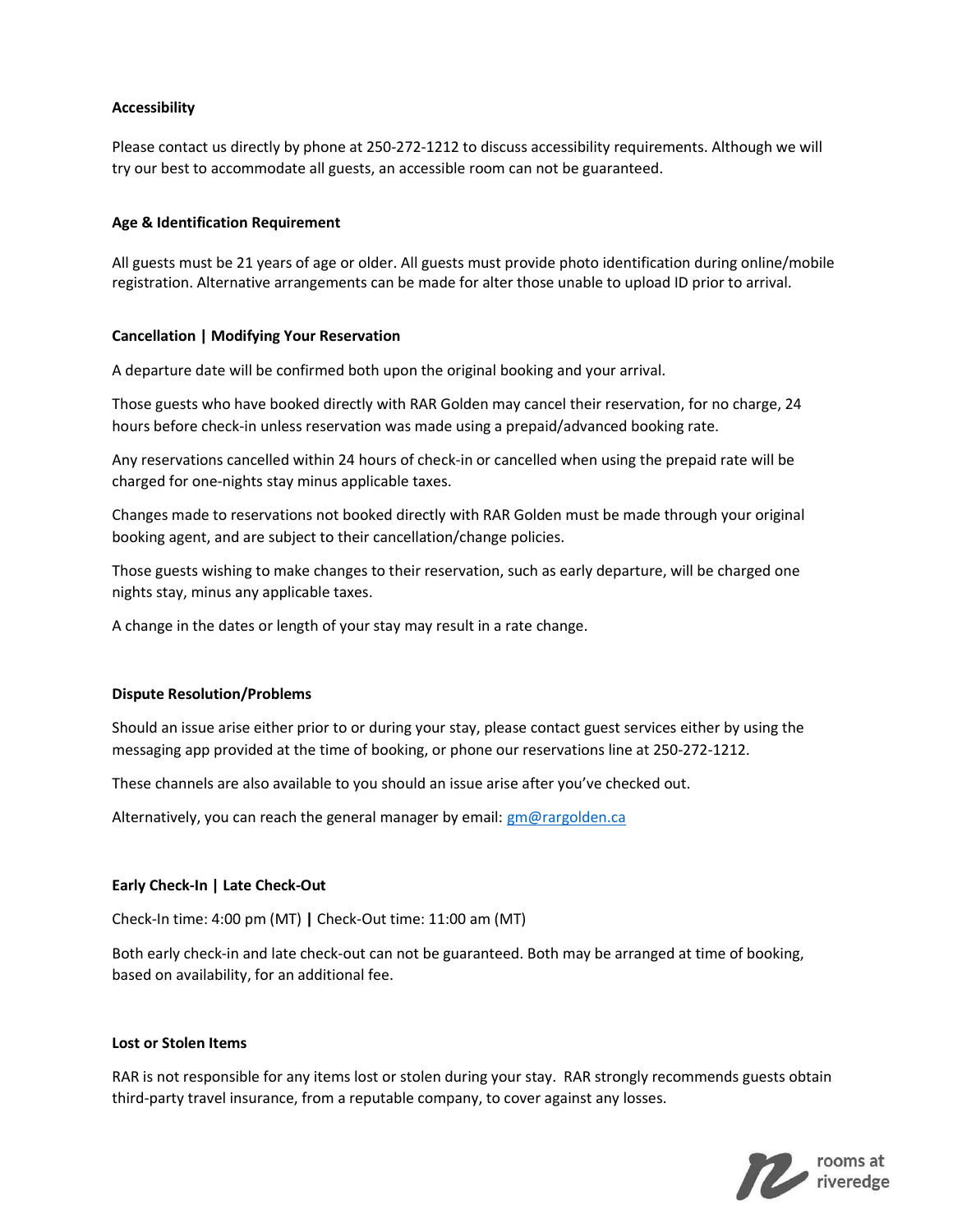**Accessibility**

Please contact us directly by phone at 250-272-1212 to discuss accessibility requirements. Although we will try our best to accommodate all guests, an accessible room can not be guaranteed.

**Age & Identification Requirement**

All guests must be 21 years of age or older. All guests must provide photo identification during online/mobile registration. Alternative arrangements can be made for alter those unable to upload ID prior to arrival.

**Cancellation | Modifying Your Reservation**

A departure date will be confirmed both upon the original booking and your arrival.

Those guests who have booked directly with RAR Golden may cancel their reservation, for no charge, 24 hours before check-in unless reservation was made using a prepaid/advanced booking rate.

Any reservations cancelled within 24 hours of check-in or cancelled when using the prepaid rate will be charged for one-nights stay minus applicable taxes.

Changes made to reservations not booked directly with RAR Golden must be made through your original booking agent, and are subject to their cancellation/change policies.

Those guests wishing to make changes to their reservation, such as early departure, will be charged one nights stay, minus any applicable taxes.

A change in the dates or length of your stay may result in a rate change.

**Dispute Resolution/Problems**

Should an issue arise either prior to or during your stay, please contact guest services either by using the messaging app provided at the time of booking, or phone our reservations line at 250-272-1212.

These channels are also available to you should an issue arise after you've checked out.

Alternatively, you can reach the general manager by email: gm@rargolden.ca

**Early Check-In | Late Check-Out**

Check-In time: 4:00 pm (MT) **|** Check-Out time: 11:00 am (MT)

Both early check-in and late check-out can not be guaranteed. Both may be arranged at time of booking, based on availability, for an additional fee.

**Lost or Stolen Items**

RAR is not responsible for any items lost or stolen during your stay. RAR strongly recommends guests obtain third-party travel insurance, from a reputable company, to cover against any losses.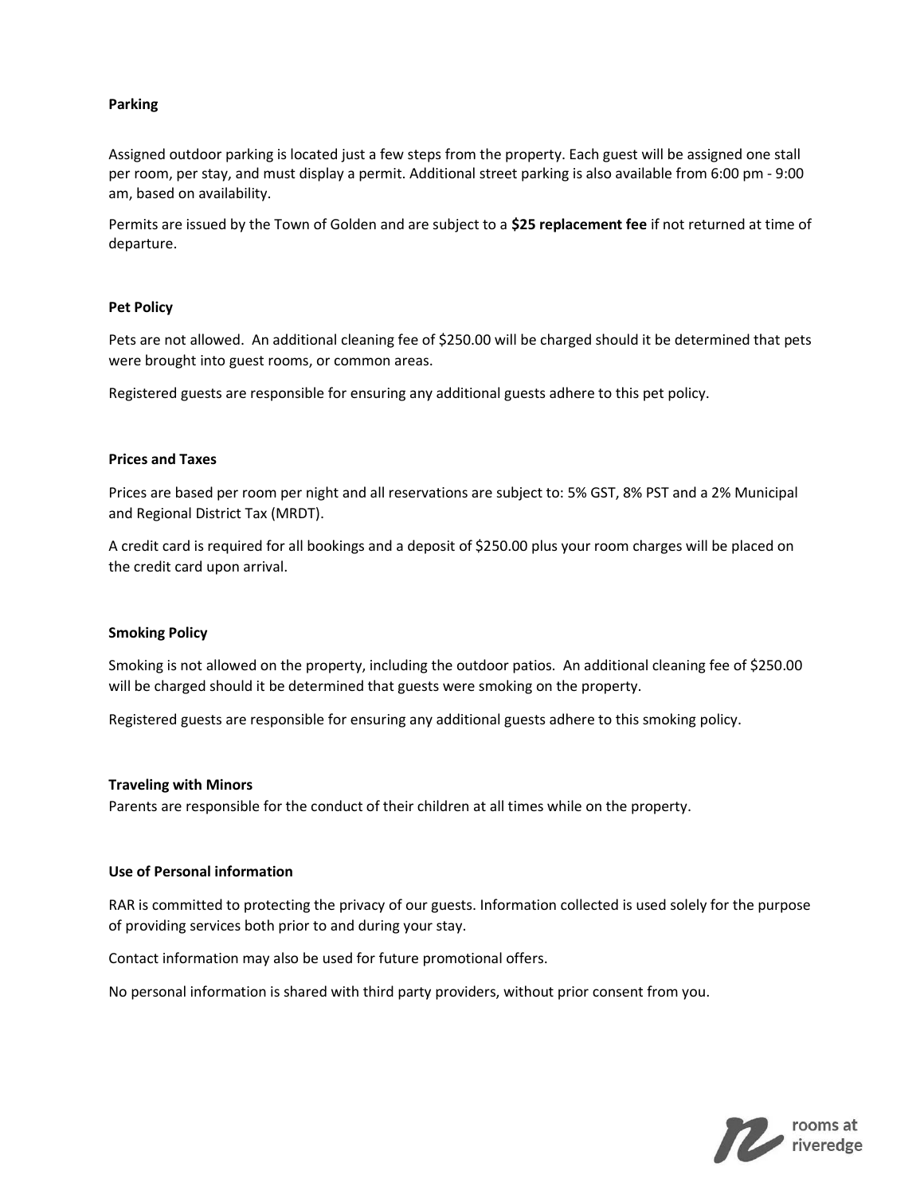**Parking**

Assigned outdoor parking is located just a few steps from the property. Each guest will be assigned one stall per room, per stay, and must display a permit. Additional street parking is also available from 6:00 pm - 9:00 am, based on availability.

Permits are issued by the Town of Golden and are subject to a **$25 replacement fee** if not returned at time of departure.

**Pet Policy**

Pets are not allowed. An additional cleaning fee of $250.00 will be charged should it be determined that pets were brought into guest rooms, or common areas.

Registered guests are responsible for ensuring any additional guests adhere to this pet policy.

**Prices and Taxes**

Prices are based per room per night and all reservations are subject to: 5% GST, 8% PST and a 2% Municipal and Regional District Tax (MRDT).

A credit card is required for all bookings and a deposit of $250.00 plus your room charges will be placed on the credit card upon arrival.

**Smoking Policy**

Smoking is not allowed on the property, including the outdoor patios. An additional cleaning fee of $250.00 will be charged should it be determined that guests were smoking on the property.

Registered guests are responsible for ensuring any additional guests adhere to this smoking policy.

**Traveling with Minors**

Parents are responsible for the conduct of their children at all times while on the property.

**Use of Personal information**

RAR is committed to protecting the privacy of our guests. Information collected is used solely for the purpose of providing services both prior to and during your stay.

Contact information may also be used for future promotional offers.

No personal information is shared with third party providers, without prior consent from you.

rooms at riveredge